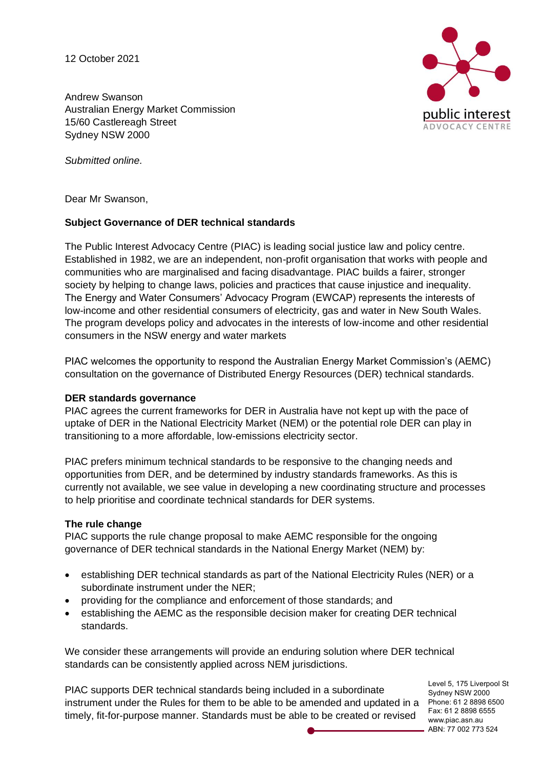12 October 2021

Andrew Swanson
Australian Energy Market Commission
15/60 Castlereagh Street
Sydney NSW 2000

*Submitted online.*

Dear Mr Swanson,

**Subject Governance of DER technical standards**

The Public Interest Advocacy Centre (PIAC) is leading social justice law and policy centre. Established in 1982, we are an independent, non-profit organisation that works with people and communities who are marginalised and facing disadvantage. PIAC builds a fairer, stronger society by helping to change laws, policies and practices that cause injustice and inequality. The Energy and Water Consumers' Advocacy Program (EWCAP) represents the interests of low-income and other residential consumers of electricity, gas and water in New South Wales. The program develops policy and advocates in the interests of low-income and other residential consumers in the NSW energy and water markets

PIAC welcomes the opportunity to respond the Australian Energy Market Commission's (AEMC) consultation on the governance of Distributed Energy Resources (DER) technical standards.

**DER standards governance**

PIAC agrees the current frameworks for DER in Australia have not kept up with the pace of uptake of DER in the National Electricity Market (NEM) or the potential role DER can play in transitioning to a more affordable, low-emissions electricity sector.

PIAC prefers minimum technical standards to be responsive to the changing needs and opportunities from DER, and be determined by industry standards frameworks. As this is currently not available, we see value in developing a new coordinating structure and processes to help prioritise and coordinate technical standards for DER systems.

**The rule change**

PIAC supports the rule change proposal to make AEMC responsible for the ongoing governance of DER technical standards in the National Energy Market (NEM) by:

- establishing DER technical standards as part of the National Electricity Rules (NER) or a subordinate instrument under the NER;
- providing for the compliance and enforcement of those standards; and
- establishing the AEMC as the responsible decision maker for creating DER technical standards.

We consider these arrangements will provide an enduring solution where DER technical standards can be consistently applied across NEM jurisdictions.

PIAC supports DER technical standards being included in a subordinate instrument under the Rules for them to be able to be amended and updated in a timely, fit-for-purpose manner. Standards must be able to be created or revised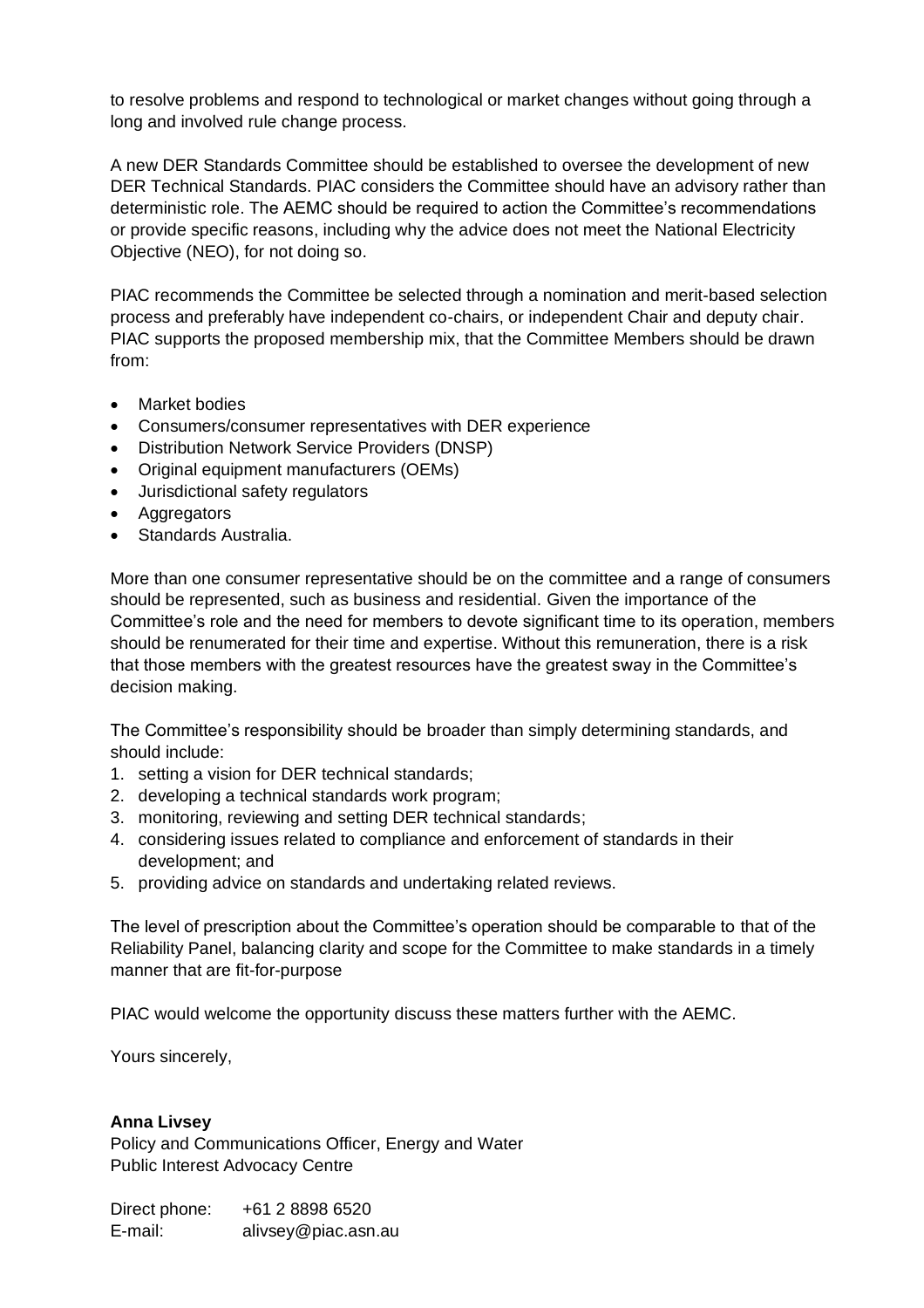to resolve problems and respond to technological or market changes without going through a long and involved rule change process.

A new DER Standards Committee should be established to oversee the development of new DER Technical Standards. PIAC considers the Committee should have an advisory rather than deterministic role. The AEMC should be required to action the Committee's recommendations or provide specific reasons, including why the advice does not meet the National Electricity Objective (NEO), for not doing so.

PIAC recommends the Committee be selected through a nomination and merit-based selection process and preferably have independent co-chairs, or independent Chair and deputy chair. PIAC supports the proposed membership mix, that the Committee Members should be drawn from:

- Market bodies
- Consumers/consumer representatives with DER experience
- Distribution Network Service Providers (DNSP)
- Original equipment manufacturers (OEMs)
- Jurisdictional safety regulators
- Aggregators
- Standards Australia.

More than one consumer representative should be on the committee and a range of consumers should be represented, such as business and residential. Given the importance of the Committee's role and the need for members to devote significant time to its operation, members should be renumerated for their time and expertise. Without this remuneration, there is a risk that those members with the greatest resources have the greatest sway in the Committee's decision making.

The Committee's responsibility should be broader than simply determining standards, and should include:

1. setting a vision for DER technical standards;
2. developing a technical standards work program;
3. monitoring, reviewing and setting DER technical standards;
4. considering issues related to compliance and enforcement of standards in their development; and
5. providing advice on standards and undertaking related reviews.

The level of prescription about the Committee's operation should be comparable to that of the Reliability Panel, balancing clarity and scope for the Committee to make standards in a timely manner that are fit-for-purpose

PIAC would welcome the opportunity discuss these matters further with the AEMC.

Yours sincerely,

**Anna Livsey**
Policy and Communications Officer, Energy and Water
Public Interest Advocacy Centre

Direct phone: +61 2 8898 6520
E-mail: alivsey@piac.asn.au